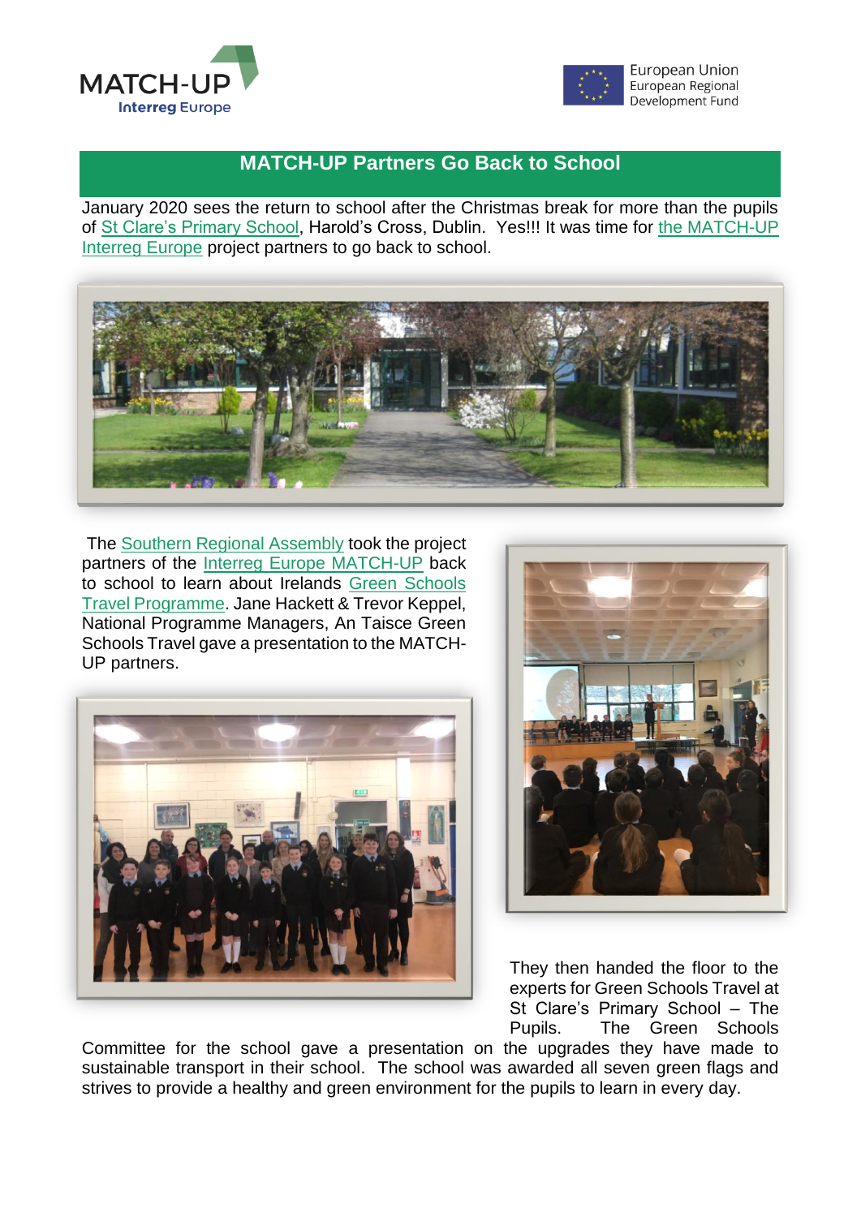MATCH-UP Interreg Europe

European Union
European Regional
Development Fund

# MATCH-UP Partners Go Back to School

January 2020 sees the return to school after the Christmas break for more than the pupils of St Clare's Primary School, Harold's Cross, Dublin. Yes!!! It was time for the MATCH-UP Interreg Europe project partners to go back to school.

The Southern Regional Assembly took the project partners of the Interreg Europe MATCH-UP back to school to learn about Irelands Green Schools Travel Programme. Jane Hackett & Trevor Keppel, National Programme Managers, An Taisce Green Schools Travel gave a presentation to the MATCH-UP partners.

They then handed the floor to the experts for Green Schools Travel at St Clare's Primary School – The Pupils. The Green Schools Committee for the school gave a presentation on the upgrades they have made to sustainable transport in their school. The school was awarded all seven green flags and strives to provide a healthy and green environment for the pupils to learn in every day.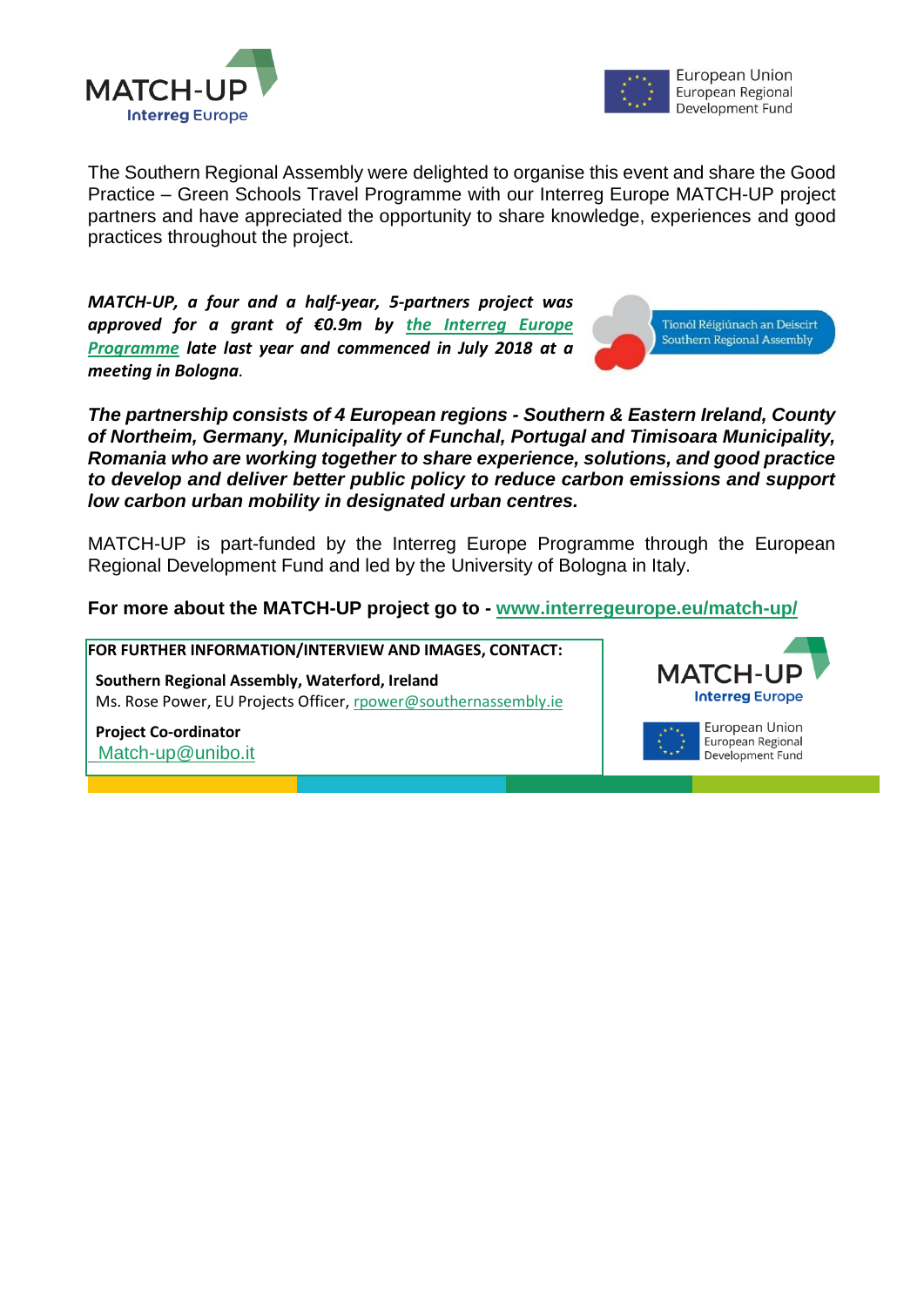The Southern Regional Assembly were delighted to organise this event and share the Good Practice – Green Schools Travel Programme with our Interreg Europe MATCH-UP project partners and have appreciated the opportunity to share knowledge, experiences and good practices throughout the project.

***MATCH-UP, a four and a half-year, 5-partners project was approved for a grant of €0.9m by [the Interreg Europe Programme](#) late last year and commenced in July 2018 at a meeting in Bologna***.

***The partnership consists of 4 European regions - Southern & Eastern Ireland, County of Northeim, Germany, Municipality of Funchal, Portugal and Timisoara Municipality, Romania who are working together to share experience, solutions, and good practice to develop and deliver better public policy to reduce carbon emissions and support low carbon urban mobility in designated urban centres.***

MATCH-UP is part-funded by the Interreg Europe Programme through the European Regional Development Fund and led by the University of Bologna in Italy.

**For more about the MATCH-UP project go to - [www.interregeurope.eu/match-up/](http://www.interregeurope.eu/match-up/)**

**FOR FURTHER INFORMATION/INTERVIEW AND IMAGES, CONTACT:**

**Southern Regional Assembly, Waterford, Ireland**
Ms. Rose Power, EU Projects Officer, rpower@southernassembly.ie

**Project Co-ordinator**
Match-up@unibo.it